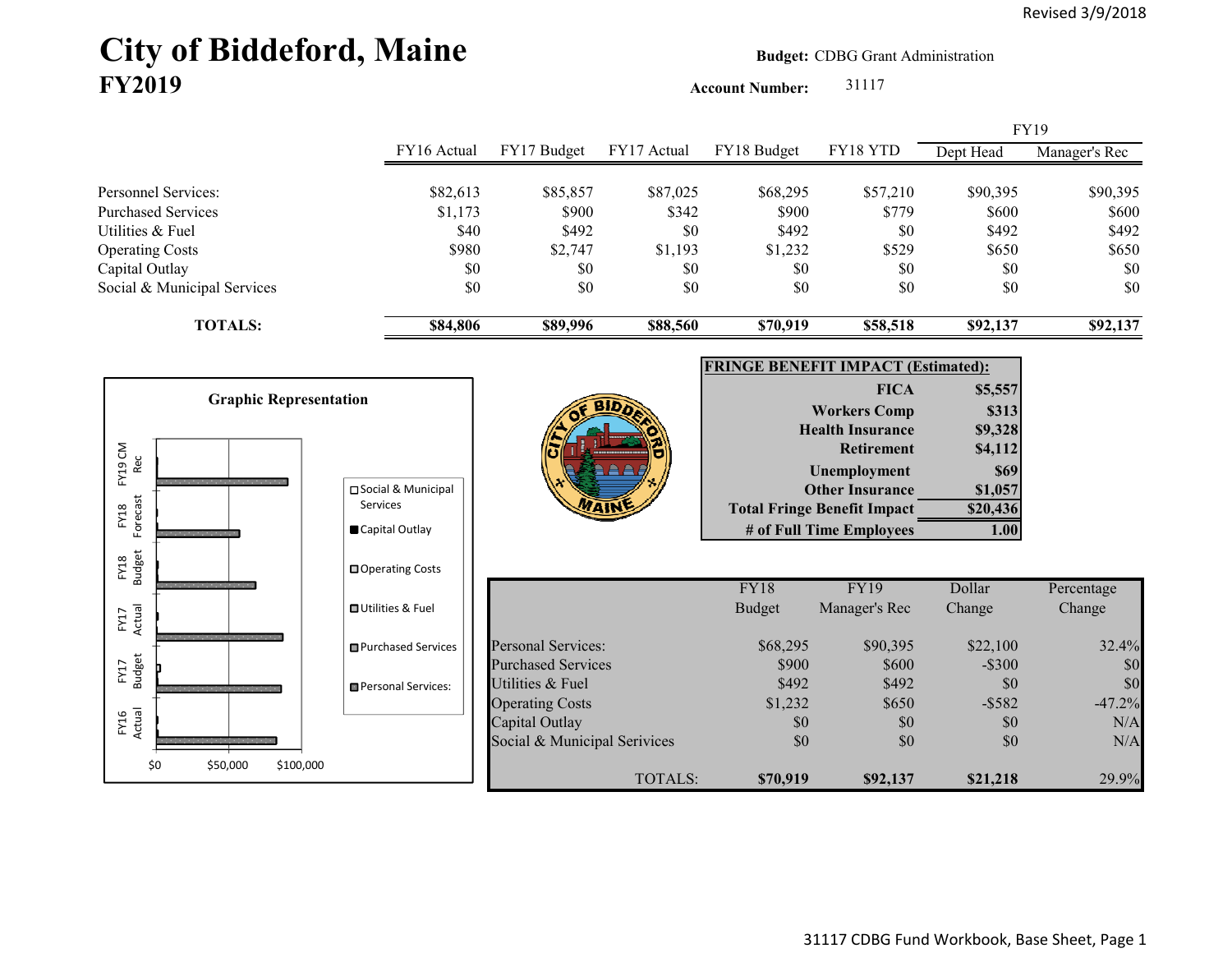Revised 3/9/2018

# City of Biddeford, Maine
## FY2019

**Budget:** CDBG Grant Administration

**Account Number:** 31117

| | FY16 Actual | FY17 Budget | FY17 Actual | FY18 Budget | FY18 YTD | FY19 Dept Head | FY19 Manager's Rec |
|---|---|---|---|---|---|---|---|
| Personnel Services: | $82,613 | $85,857 | $87,025 | $68,295 | $57,210 | $90,395 | $90,395 |
| Purchased Services | $1,173 | $900 | $342 | $900 | $779 | $600 | $600 |
| Utilities & Fuel | $40 | $492 | $0 | $492 | $0 | $492 | $492 |
| Operating Costs | $980 | $2,747 | $1,193 | $1,232 | $529 | $650 | $650 |
| Capital Outlay | $0 | $0 | $0 | $0 | $0 | $0 | $0 |
| Social & Municipal Services | $0 | $0 | $0 | $0 | $0 | $0 | $0 |
| **TOTALS:** | **$84,806** | **$89,996** | **$88,560** | **$70,919** | **$58,518** | **$92,137** | **$92,137** |

**Graphic Representation**

| FRINGE BENEFIT IMPACT (Estimated): | |
|---|---|
| FICA | $5,557 |
| Workers Comp | $313 |
| Health Insurance | $9,328 |
| Retirement | $4,112 |
| Unemployment | $69 |
| Other Insurance | $1,057 |
| **Total Fringe Benefit Impact** | **$20,436** |
| # of Full Time Employees | 1.00 |

| | FY18 Budget | FY19 Manager's Rec | Dollar Change | Percentage Change |
|---|---|---|---|---|
| Personal Services: | $68,295 | $90,395 | $22,100 | 32.4% |
| Purchased Services | $900 | $600 | -$300 | $0 |
| Utilities & Fuel | $492 | $492 | $0 | $0 |
| Operating Costs | $1,232 | $650 | -$582 | -47.2% |
| Capital Outlay | $0 | $0 | $0 | N/A |
| Social & Municipal Services | $0 | $0 | $0 | N/A |
| TOTALS: | **$70,919** | **$92,137** | **$21,218** | 29.9% |

31117 CDBG Fund Workbook, Base Sheet, Page 1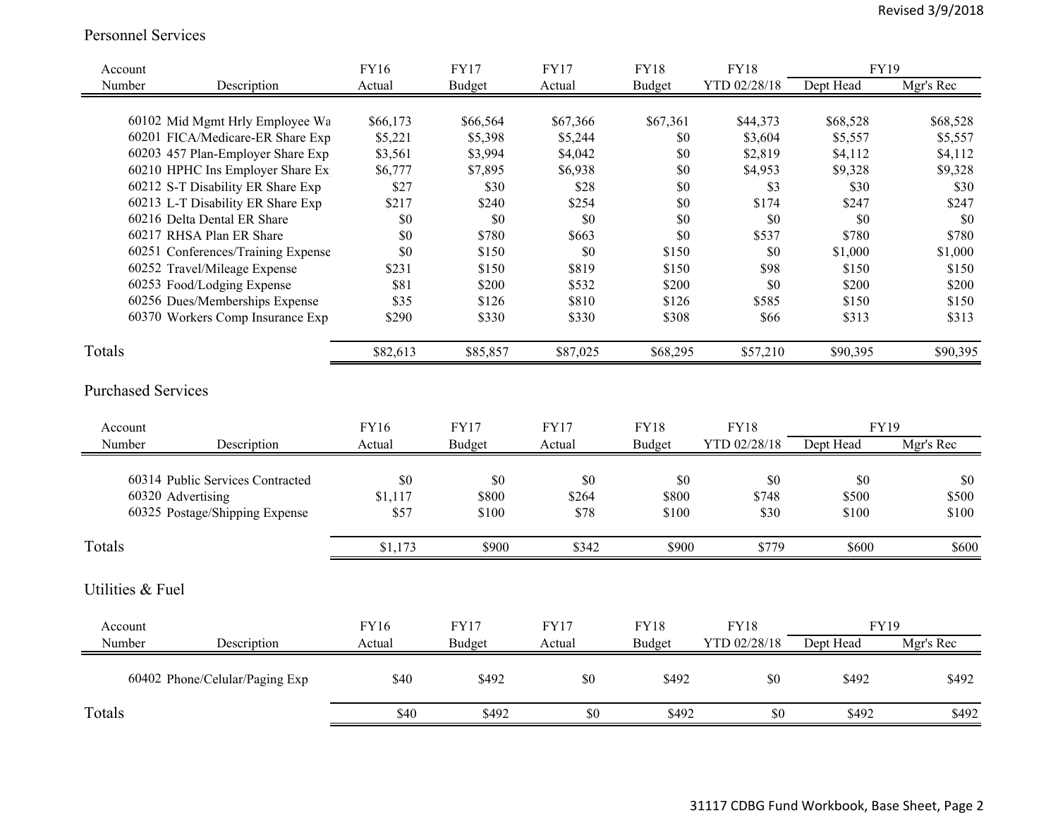## Personnel Services

| Account Number | Description | FY16 Actual | FY17 Budget | FY17 Actual | FY18 Budget | FY18 YTD 02/28/18 | FY19 Dept Head | FY19 Mgr's Rec |
|---|---|---|---|---|---|---|---|---|
| 60102 | Mid Mgmt Hrly Employee Wa | $66,173 | $66,564 | $67,366 | $67,361 | $44,373 | $68,528 | $68,528 |
| 60201 | FICA/Medicare-ER Share Exp | $5,221 | $5,398 | $5,244 | $0 | $3,604 | $5,557 | $5,557 |
| 60203 | 457 Plan-Employer Share Exp | $3,561 | $3,994 | $4,042 | $0 | $2,819 | $4,112 | $4,112 |
| 60210 | HPHC Ins Employer Share Ex | $6,777 | $7,895 | $6,938 | $0 | $4,953 | $9,328 | $9,328 |
| 60212 | S-T Disability ER Share Exp | $27 | $30 | $28 | $0 | $3 | $30 | $30 |
| 60213 | L-T Disability ER Share Exp | $217 | $240 | $254 | $0 | $174 | $247 | $247 |
| 60216 | Delta Dental ER Share | $0 | $0 | $0 | $0 | $0 | $0 | $0 |
| 60217 | RHSA Plan ER Share | $0 | $780 | $663 | $0 | $537 | $780 | $780 |
| 60251 | Conferences/Training Expense | $0 | $150 | $0 | $150 | $0 | $1,000 | $1,000 |
| 60252 | Travel/Mileage Expense | $231 | $150 | $819 | $150 | $98 | $150 | $150 |
| 60253 | Food/Lodging Expense | $81 | $200 | $532 | $200 | $0 | $200 | $200 |
| 60256 | Dues/Memberships Expense | $35 | $126 | $810 | $126 | $585 | $150 | $150 |
| 60370 | Workers Comp Insurance Exp | $290 | $330 | $330 | $308 | $66 | $313 | $313 |
| **Totals** | | $82,613 | $85,857 | $87,025 | $68,295 | $57,210 | $90,395 | $90,395 |

## Purchased Services

| Account Number | Description | FY16 Actual | FY17 Budget | FY17 Actual | FY18 Budget | FY18 YTD 02/28/18 | FY19 Dept Head | FY19 Mgr's Rec |
|---|---|---|---|---|---|---|---|---|
| 60314 | Public Services Contracted | $0 | $0 | $0 | $0 | $0 | $0 | $0 |
| 60320 | Advertising | $1,117 | $800 | $264 | $800 | $748 | $500 | $500 |
| 60325 | Postage/Shipping Expense | $57 | $100 | $78 | $100 | $30 | $100 | $100 |
| **Totals** | | $1,173 | $900 | $342 | $900 | $779 | $600 | $600 |

## Utilities & Fuel

| Account Number | Description | FY16 Actual | FY17 Budget | FY17 Actual | FY18 Budget | FY18 YTD 02/28/18 | FY19 Dept Head | FY19 Mgr's Rec |
|---|---|---|---|---|---|---|---|---|
| 60402 | Phone/Celular/Paging Exp | $40 | $492 | $0 | $492 | $0 | $492 | $492 |
| **Totals** | | $40 | $492 | $0 | $492 | $0 | $492 | $492 |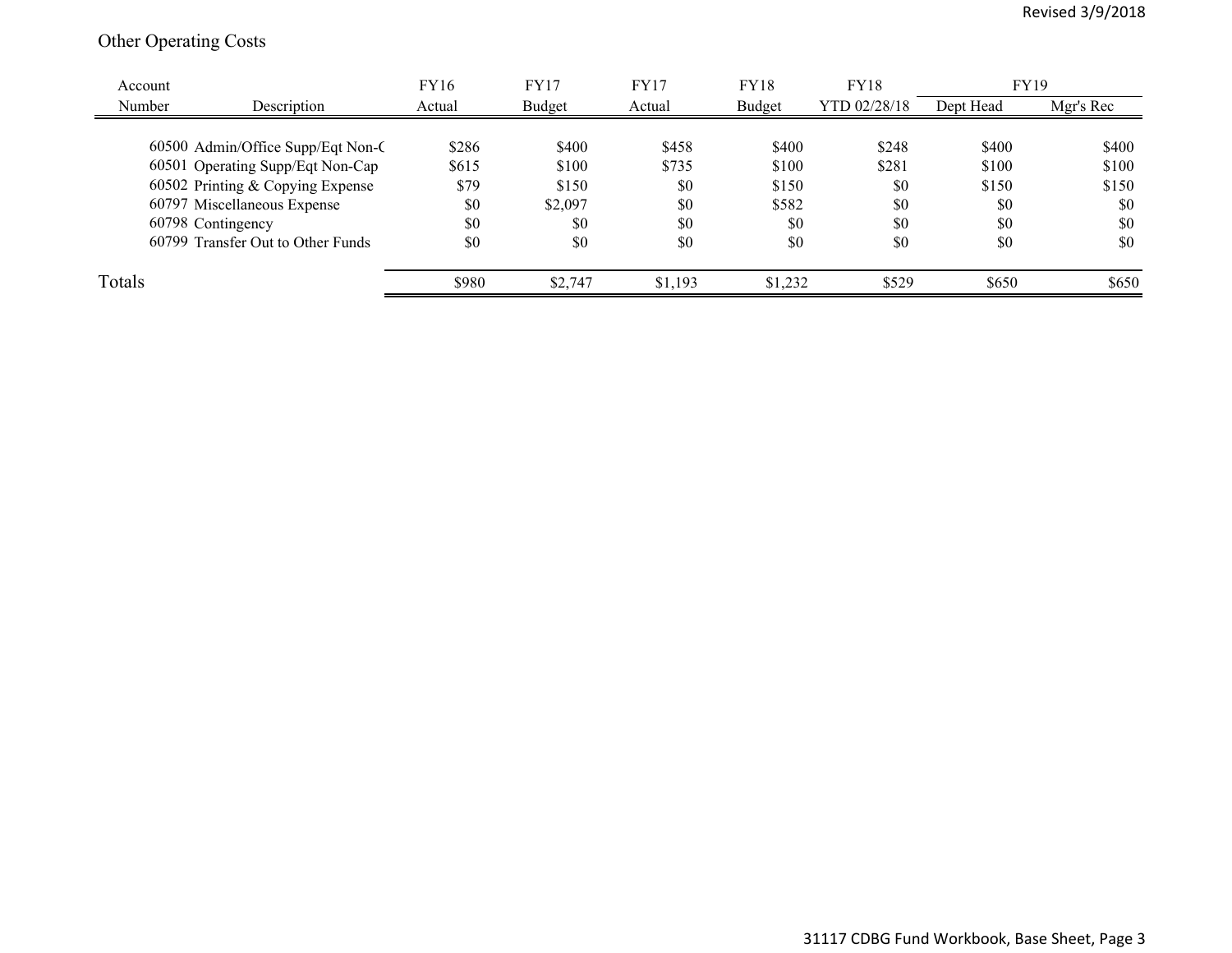## Other Operating Costs

| Account Number | Description | FY16 Actual | FY17 Budget | FY17 Actual | FY18 Budget | FY18 YTD 02/28/18 | FY19 Dept Head | FY19 Mgr's Rec |
|---|---|---|---|---|---|---|---|---|
| 60500 | Admin/Office Supp/Eqt Non-C | $286 | $400 | $458 | $400 | $248 | $400 | $400 |
| 60501 | Operating Supp/Eqt Non-Cap | $615 | $100 | $735 | $100 | $281 | $100 | $100 |
| 60502 | Printing & Copying Expense | $79 | $150 | $0 | $150 | $0 | $150 | $150 |
| 60797 | Miscellaneous Expense | $0 | $2,097 | $0 | $582 | $0 | $0 | $0 |
| 60798 | Contingency | $0 | $0 | $0 | $0 | $0 | $0 | $0 |
| 60799 | Transfer Out to Other Funds | $0 | $0 | $0 | $0 | $0 | $0 | $0 |
| Totals | | $980 | $2,747 | $1,193 | $1,232 | $529 | $650 | $650 |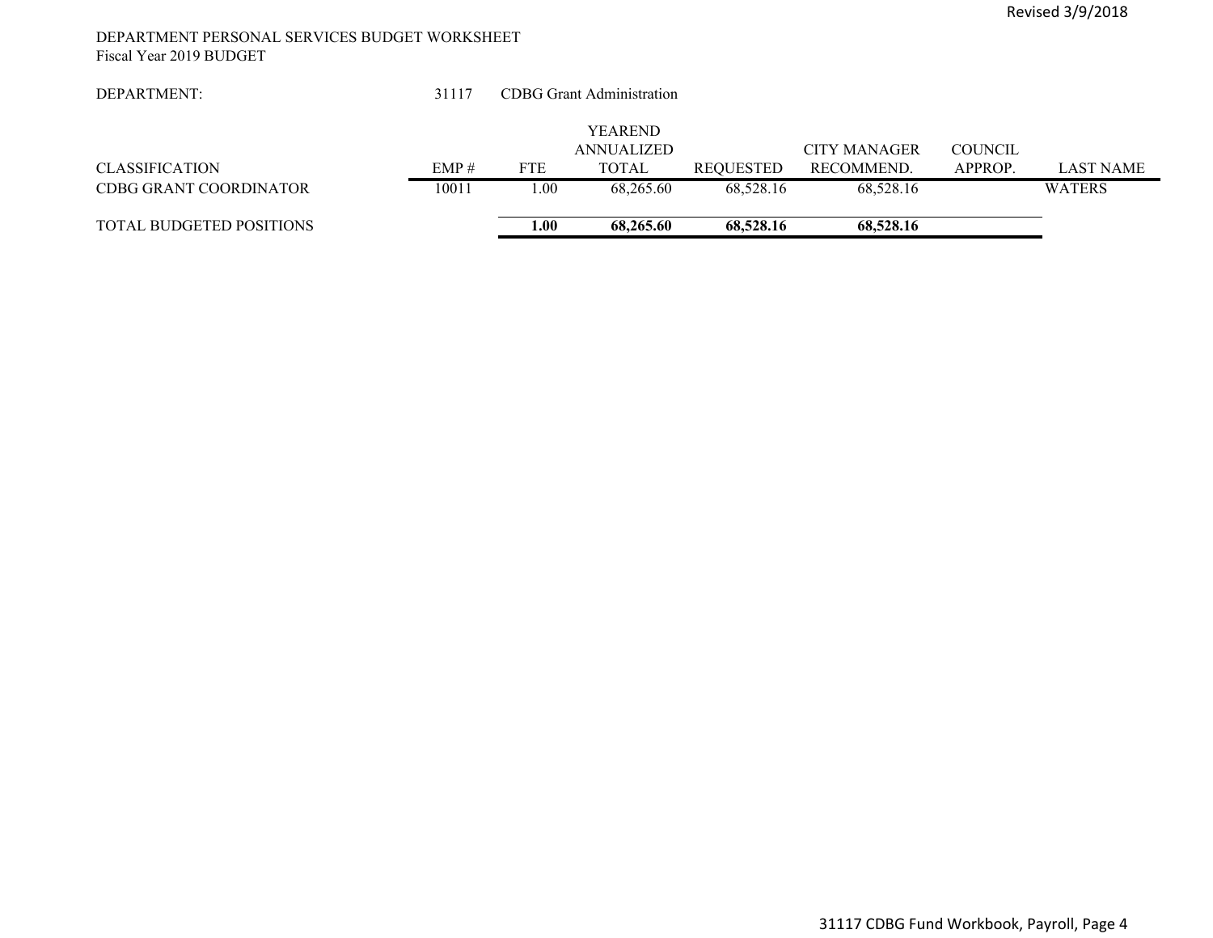DEPARTMENT PERSONAL SERVICES BUDGET WORKSHEET
Fiscal Year 2019 BUDGET

DEPARTMENT: 31117 CDBG Grant Administration

| CLASSIFICATION | EMP # | FTE | YEAREND ANNUALIZED TOTAL | REQUESTED | CITY MANAGER RECOMMEND. | COUNCIL APPROP. | LAST NAME |
|---|---|---|---|---|---|---|---|
| CDBG GRANT COORDINATOR | 10011 | 1.00 | 68,265.60 | 68,528.16 | 68,528.16 | | WATERS |
| TOTAL BUDGETED POSITIONS | | **1.00** | **68,265.60** | **68,528.16** | **68,528.16** | | |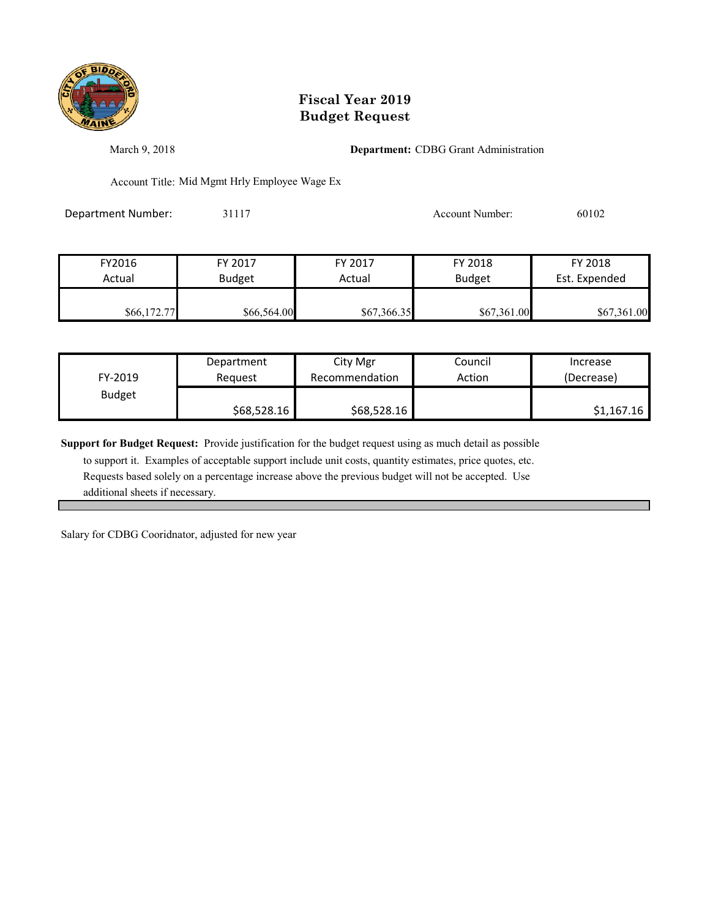# Fiscal Year 2019
# Budget Request

March 9, 2018

**Department:** CDBG Grant Administration

Account Title: Mid Mgmt Hrly Employee Wage Ex

Department Number: 31117

Account Number: 60102

| FY2016 Actual | FY 2017 Budget | FY 2017 Actual | FY 2018 Budget | FY 2018 Est. Expended |
|---|---|---|---|---|
| $66,172.77 | $66,564.00 | $67,366.35 | $67,361.00 | $67,361.00 |

| FY-2019 Budget | Department Request | City Mgr Recommendation | Council Action | Increase (Decrease) |
|---|---|---|---|---|
| | $68,528.16 | $68,528.16 | | $1,167.16 |

**Support for Budget Request:** Provide justification for the budget request using as much detail as possible to support it. Examples of acceptable support include unit costs, quantity estimates, price quotes, etc. Requests based solely on a percentage increase above the previous budget will not be accepted. Use additional sheets if necessary.

Salary for CDBG Cooridnator, adjusted for new year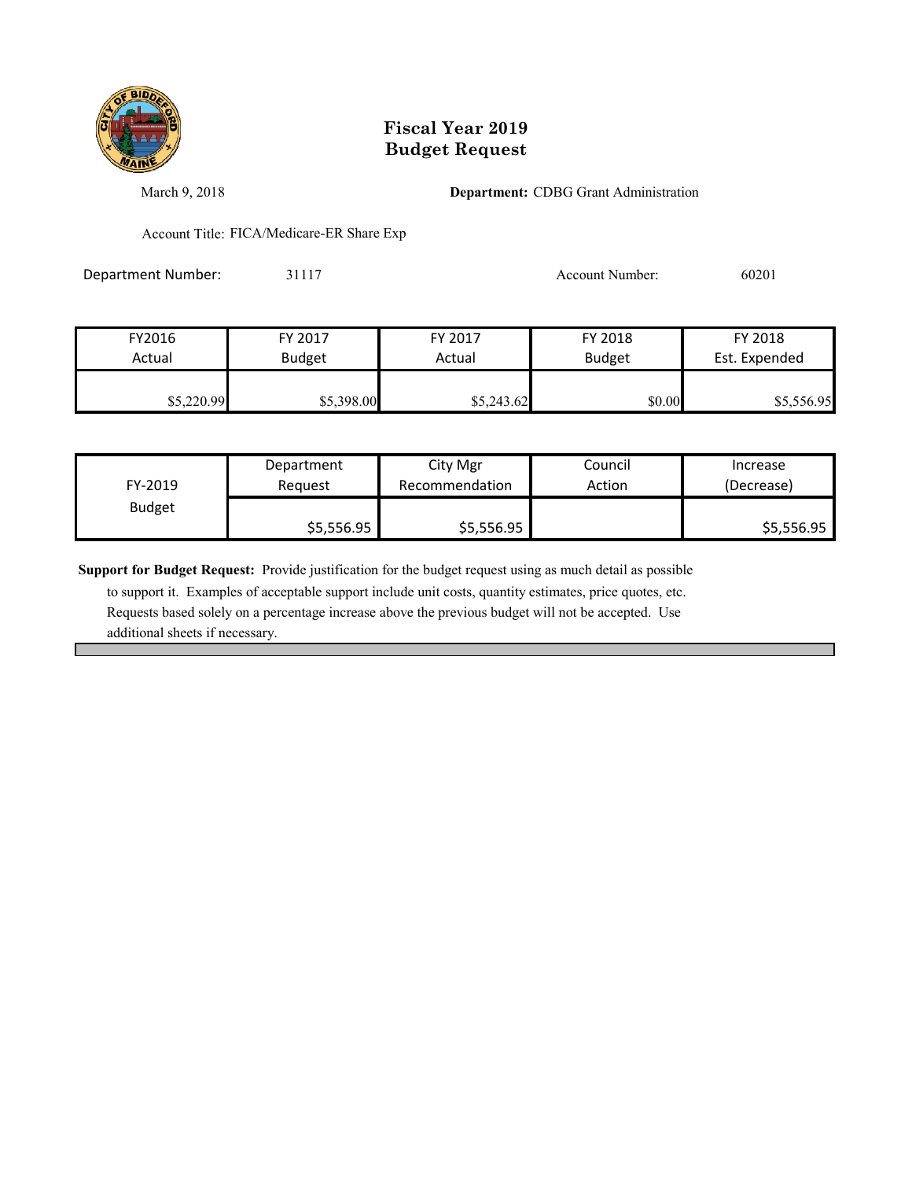# Fiscal Year 2019
# Budget Request

March 9, 2018

**Department:** CDBG Grant Administration

Account Title: FICA/Medicare-ER Share Exp

Department Number: 31117

Account Number: 60201

| FY2016 Actual | FY 2017 Budget | FY 2017 Actual | FY 2018 Budget | FY 2018 Est. Expended |
|---|---|---|---|---|
| $5,220.99 | $5,398.00 | $5,243.62 | $0.00 | $5,556.95 |

| FY-2019 Budget | Department Request | City Mgr Recommendation | Council Action | Increase (Decrease) |
|---|---|---|---|---|
| | $5,556.95 | $5,556.95 | | $5,556.95 |

**Support for Budget Request:** Provide justification for the budget request using as much detail as possible to support it. Examples of acceptable support include unit costs, quantity estimates, price quotes, etc. Requests based solely on a percentage increase above the previous budget will not be accepted. Use additional sheets if necessary.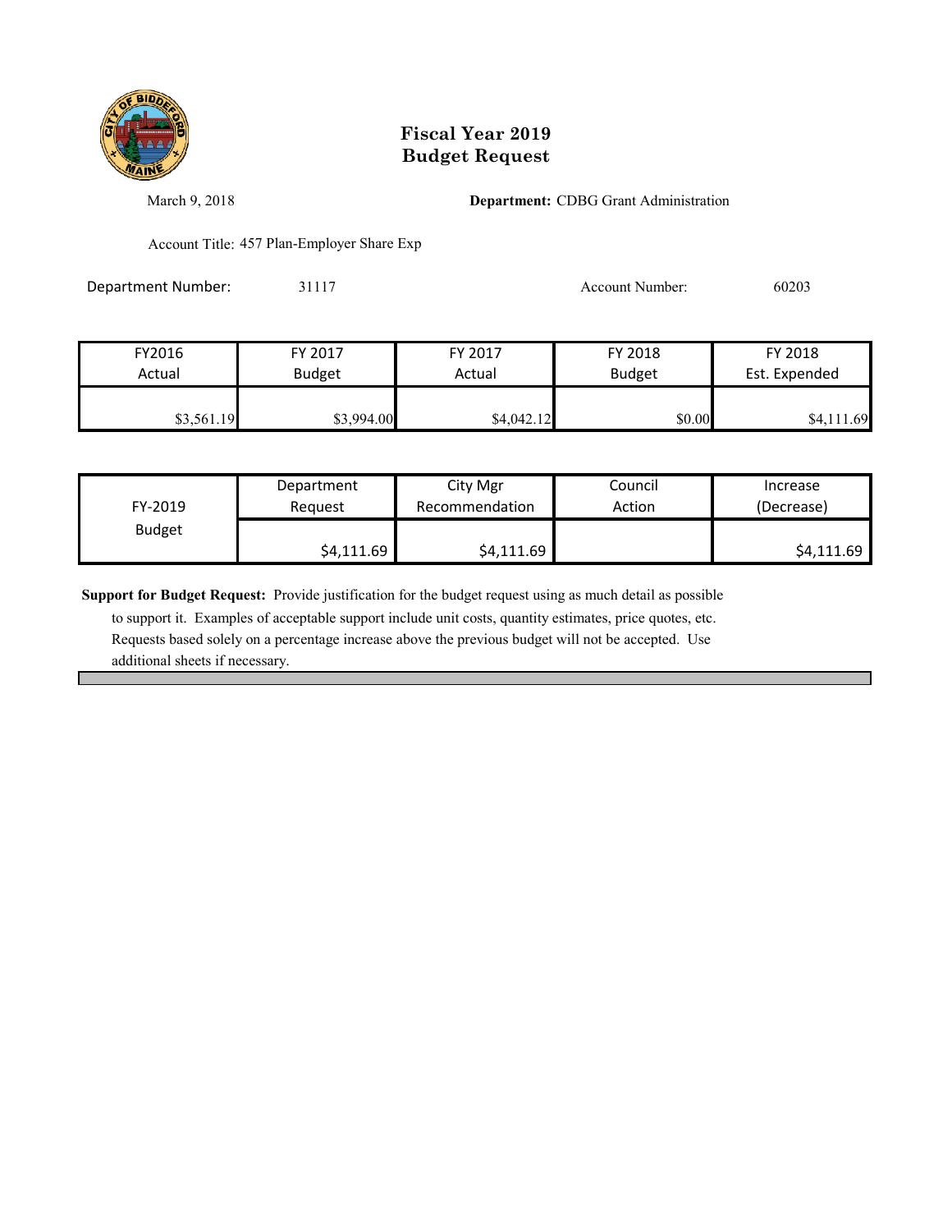# Fiscal Year 2019
# Budget Request

March 9, 2018

**Department:** CDBG Grant Administration

Account Title: 457 Plan-Employer Share Exp

Department Number: 31117

Account Number: 60203

| FY2016 Actual | FY 2017 Budget | FY 2017 Actual | FY 2018 Budget | FY 2018 Est. Expended |
|---|---|---|---|---|
| $3,561.19 | $3,994.00 | $4,042.12 | $0.00 | $4,111.69 |

| FY-2019 Budget | Department Request | City Mgr Recommendation | Council Action | Increase (Decrease) |
|---|---|---|---|---|
| | $4,111.69 | $4,111.69 | | $4,111.69 |

**Support for Budget Request:** Provide justification for the budget request using as much detail as possible to support it. Examples of acceptable support include unit costs, quantity estimates, price quotes, etc. Requests based solely on a percentage increase above the previous budget will not be accepted. Use additional sheets if necessary.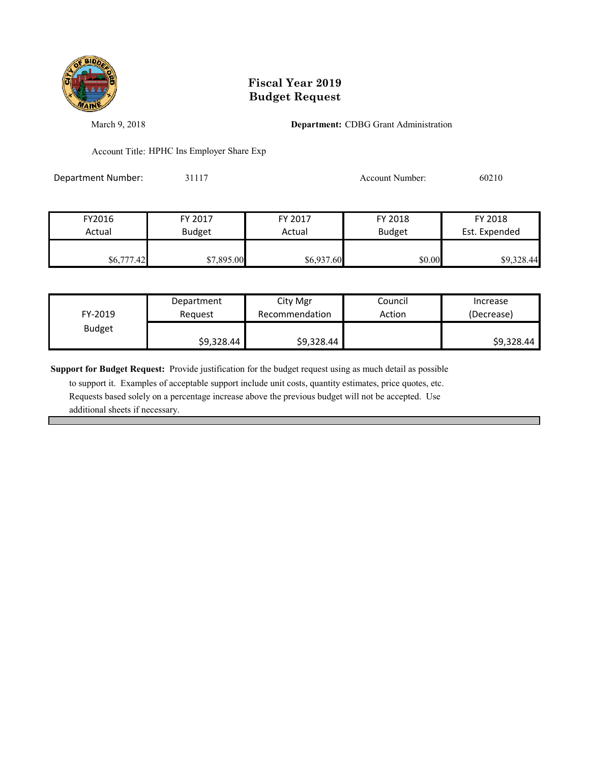# Fiscal Year 2019
# Budget Request

March 9, 2018

**Department:** CDBG Grant Administration

Account Title: HPHC Ins Employer Share Exp

Department Number: 31117

Account Number: 60210

| FY2016 Actual | FY 2017 Budget | FY 2017 Actual | FY 2018 Budget | FY 2018 Est. Expended |
|---|---|---|---|---|
| $6,777.42 | $7,895.00 | $6,937.60 | $0.00 | $9,328.44 |

| FY-2019 Budget | Department Request | City Mgr Recommendation | Council Action | Increase (Decrease) |
|---|---|---|---|---|
| | $9,328.44 | $9,328.44 | | $9,328.44 |

**Support for Budget Request:** Provide justification for the budget request using as much detail as possible to support it. Examples of acceptable support include unit costs, quantity estimates, price quotes, etc. Requests based solely on a percentage increase above the previous budget will not be accepted. Use additional sheets if necessary.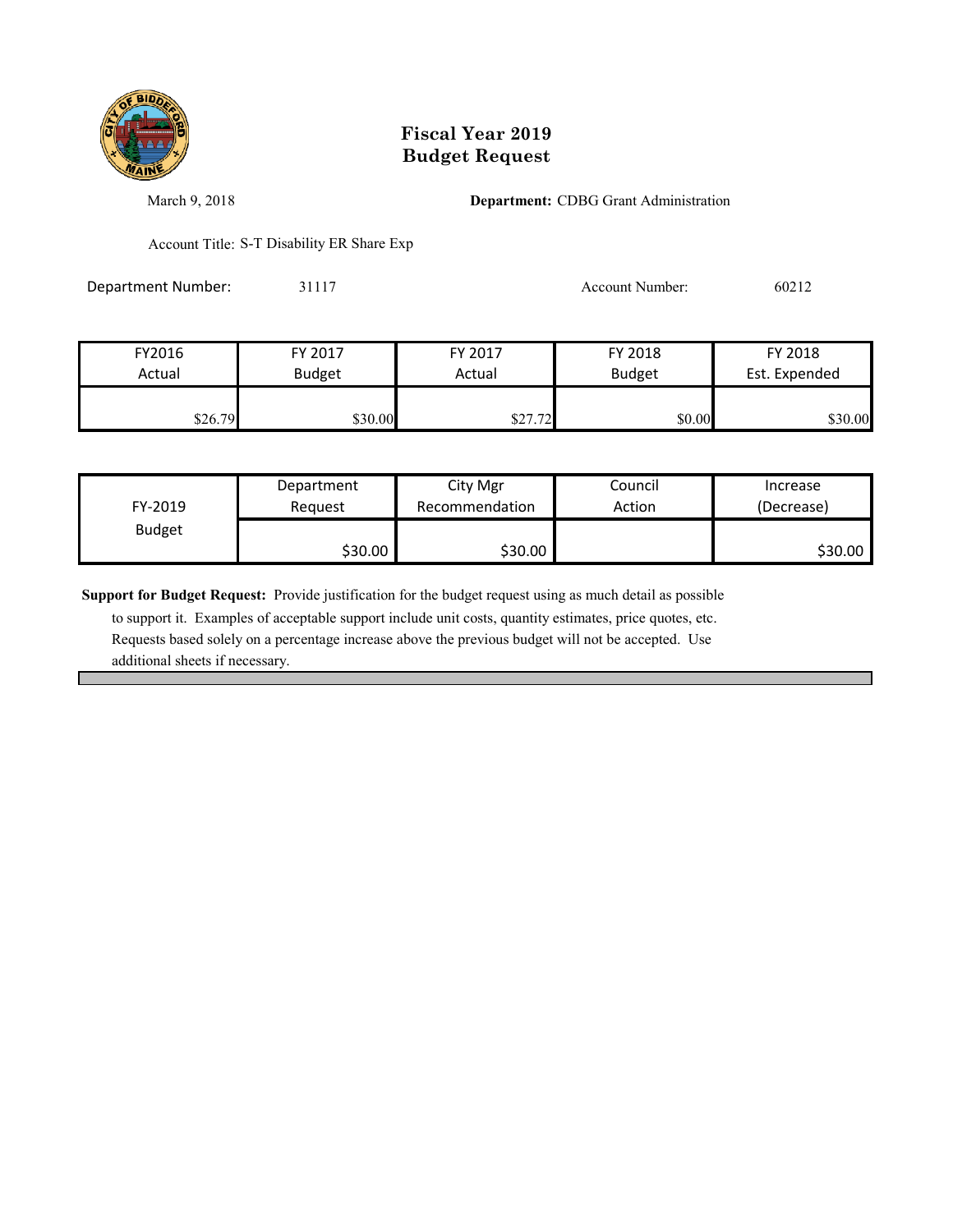# Fiscal Year 2019
# Budget Request

March 9, 2018

**Department:** CDBG Grant Administration

Account Title: S-T Disability ER Share Exp

Department Number: 31117

Account Number: 60212

| FY2016 Actual | FY 2017 Budget | FY 2017 Actual | FY 2018 Budget | FY 2018 Est. Expended |
|---|---|---|---|---|
| $26.79 | $30.00 | $27.72 | $0.00 | $30.00 |

| FY-2019 Budget | Department Request | City Mgr Recommendation | Council Action | Increase (Decrease) |
|---|---|---|---|---|
| | $30.00 | $30.00 | | $30.00 |

**Support for Budget Request:** Provide justification for the budget request using as much detail as possible to support it. Examples of acceptable support include unit costs, quantity estimates, price quotes, etc. Requests based solely on a percentage increase above the previous budget will not be accepted. Use additional sheets if necessary.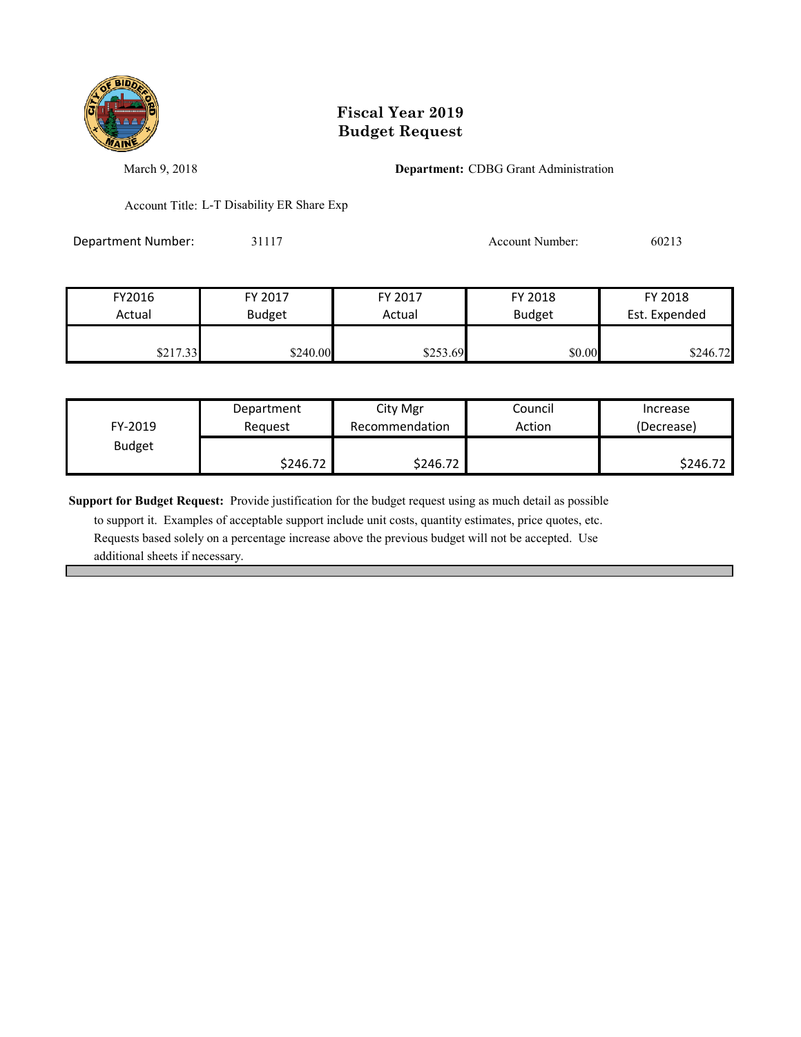# Fiscal Year 2019
# Budget Request

March 9, 2018

**Department:** CDBG Grant Administration

Account Title: L-T Disability ER Share Exp

Department Number: 31117

Account Number: 60213

| FY2016 Actual | FY 2017 Budget | FY 2017 Actual | FY 2018 Budget | FY 2018 Est. Expended |
|---|---|---|---|---|
| $217.33 | $240.00 | $253.69 | $0.00 | $246.72 |

| FY-2019 Budget | Department Request | City Mgr Recommendation | Council Action | Increase (Decrease) |
|---|---|---|---|---|
| | $246.72 | $246.72 | | $246.72 |

**Support for Budget Request:** Provide justification for the budget request using as much detail as possible to support it. Examples of acceptable support include unit costs, quantity estimates, price quotes, etc. Requests based solely on a percentage increase above the previous budget will not be accepted. Use additional sheets if necessary.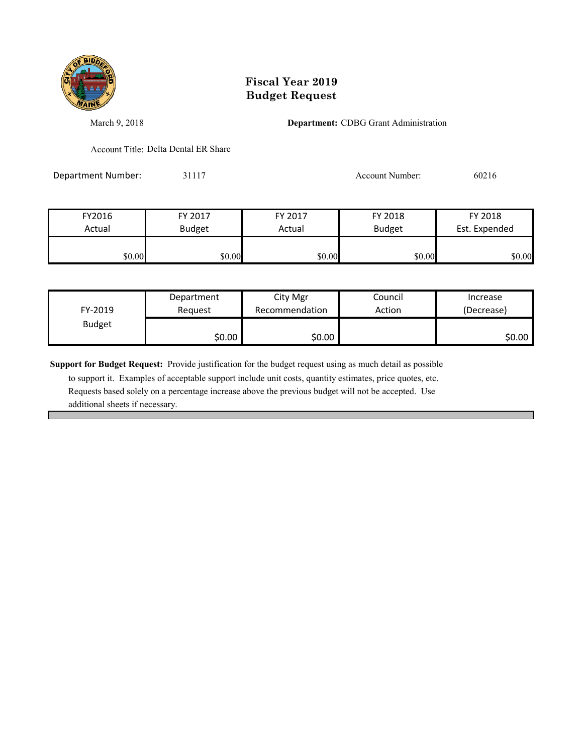# Fiscal Year 2019
# Budget Request

March 9, 2018

**Department:** CDBG Grant Administration

Account Title: Delta Dental ER Share

Department Number: 31117

Account Number: 60216

| FY2016 Actual | FY 2017 Budget | FY 2017 Actual | FY 2018 Budget | FY 2018 Est. Expended |
|---|---|---|---|---|
| $0.00 | $0.00 | $0.00 | $0.00 | $0.00 |

| FY-2019 Budget | Department Request | City Mgr Recommendation | Council Action | Increase (Decrease) |
|---|---|---|---|---|
| | $0.00 | $0.00 | | $0.00 |

**Support for Budget Request:** Provide justification for the budget request using as much detail as possible to support it. Examples of acceptable support include unit costs, quantity estimates, price quotes, etc. Requests based solely on a percentage increase above the previous budget will not be accepted. Use additional sheets if necessary.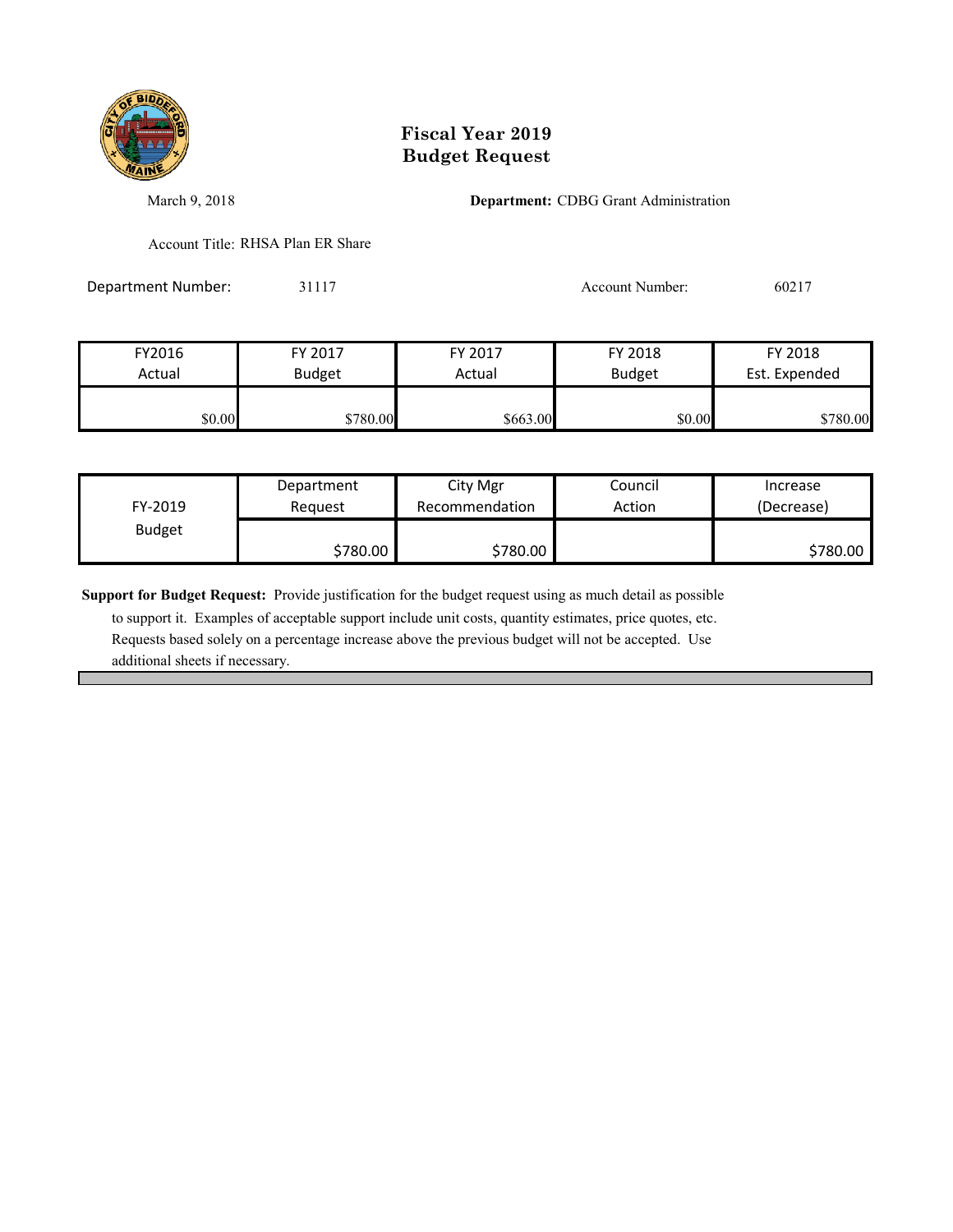# Fiscal Year 2019
# Budget Request

March 9, 2018

**Department:** CDBG Grant Administration

Account Title: RHSA Plan ER Share

Department Number: 31117

Account Number: 60217

| FY2016 Actual | FY 2017 Budget | FY 2017 Actual | FY 2018 Budget | FY 2018 Est. Expended |
|---|---|---|---|---|
| $0.00 | $780.00 | $663.00 | $0.00 | $780.00 |

| FY-2019 Budget | Department Request | City Mgr Recommendation | Council Action | Increase (Decrease) |
|---|---|---|---|---|
| | $780.00 | $780.00 | | $780.00 |

**Support for Budget Request:** Provide justification for the budget request using as much detail as possible to support it. Examples of acceptable support include unit costs, quantity estimates, price quotes, etc. Requests based solely on a percentage increase above the previous budget will not be accepted. Use additional sheets if necessary.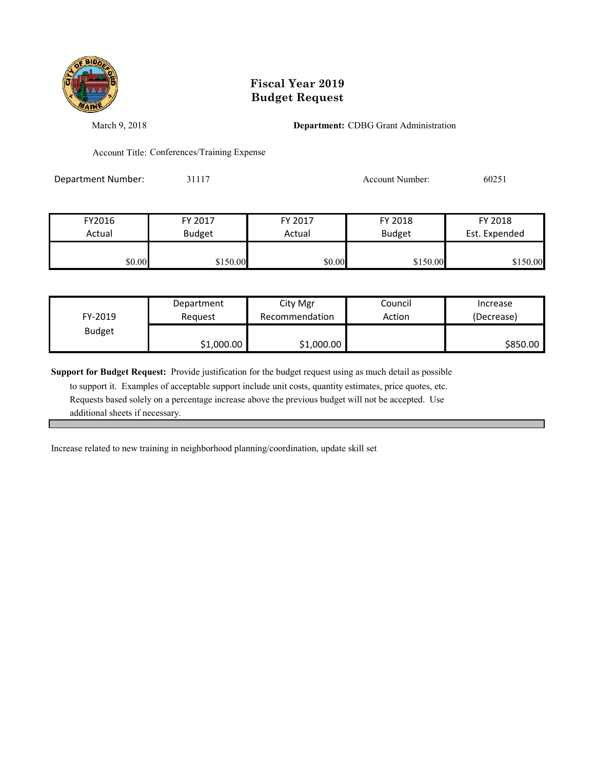# Fiscal Year 2019
# Budget Request

March 9, 2018

**Department:** CDBG Grant Administration

Account Title: Conferences/Training Expense

Department Number: 31117

Account Number: 60251

| FY2016 Actual | FY 2017 Budget | FY 2017 Actual | FY 2018 Budget | FY 2018 Est. Expended |
|---|---|---|---|---|
| $0.00 | $150.00 | $0.00 | $150.00 | $150.00 |

| FY-2019 Budget | Department Request | City Mgr Recommendation | Council Action | Increase (Decrease) |
|---|---|---|---|---|
| | $1,000.00 | $1,000.00 | | $850.00 |

**Support for Budget Request:** Provide justification for the budget request using as much detail as possible to support it. Examples of acceptable support include unit costs, quantity estimates, price quotes, etc. Requests based solely on a percentage increase above the previous budget will not be accepted. Use additional sheets if necessary.

Increase related to new training in neighborhood planning/coordination, update skill set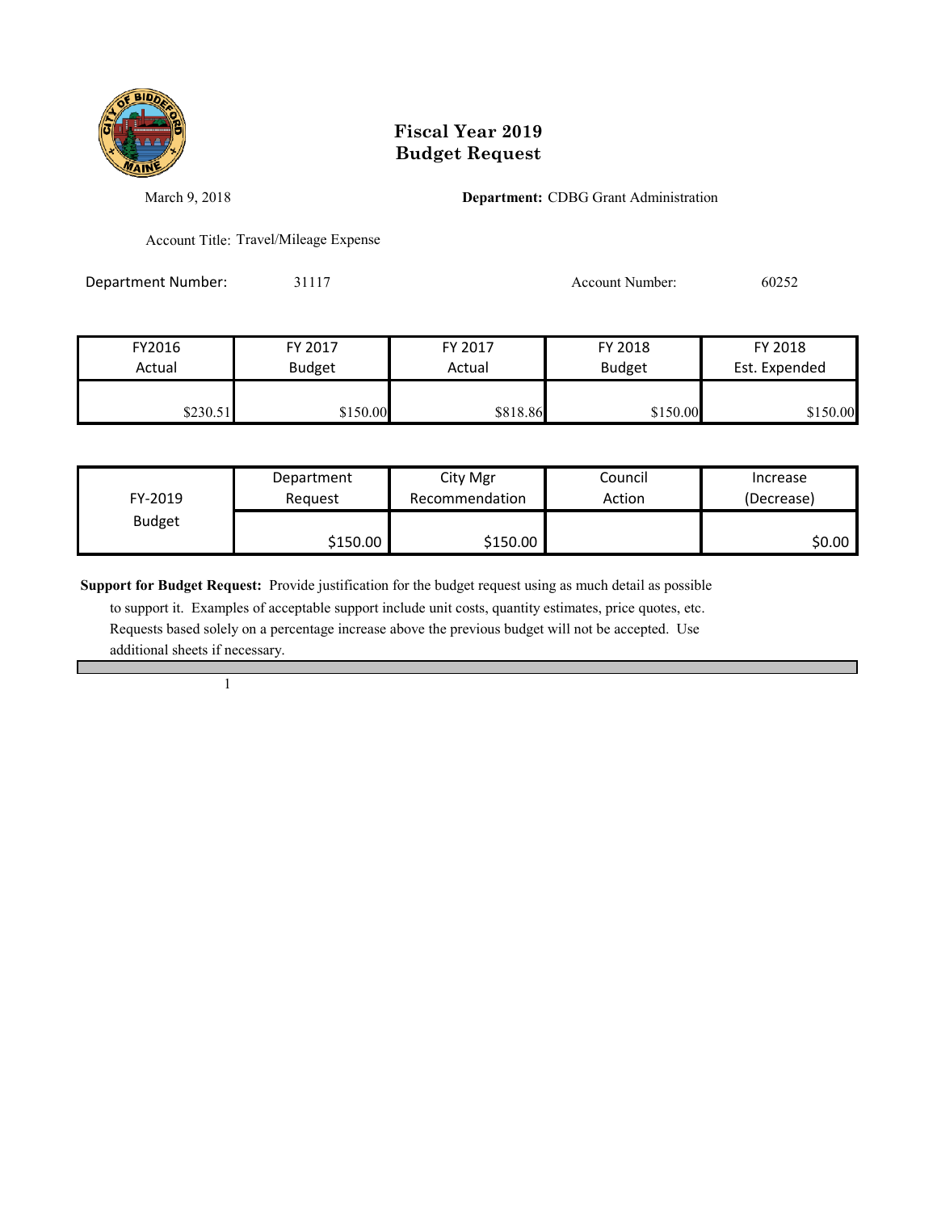# Fiscal Year 2019
# Budget Request

March 9, 2018

**Department:** CDBG Grant Administration

Account Title: Travel/Mileage Expense

Department Number: 31117

Account Number: 60252

| FY2016 Actual | FY 2017 Budget | FY 2017 Actual | FY 2018 Budget | FY 2018 Est. Expended |
|---|---|---|---|---|
| $230.51 | $150.00 | $818.86 | $150.00 | $150.00 |

| FY-2019 Budget | Department Request | City Mgr Recommendation | Council Action | Increase (Decrease) |
|---|---|---|---|---|
| | $150.00 | $150.00 | | $0.00 |

**Support for Budget Request:** Provide justification for the budget request using as much detail as possible to support it. Examples of acceptable support include unit costs, quantity estimates, price quotes, etc. Requests based solely on a percentage increase above the previous budget will not be accepted. Use additional sheets if necessary.

1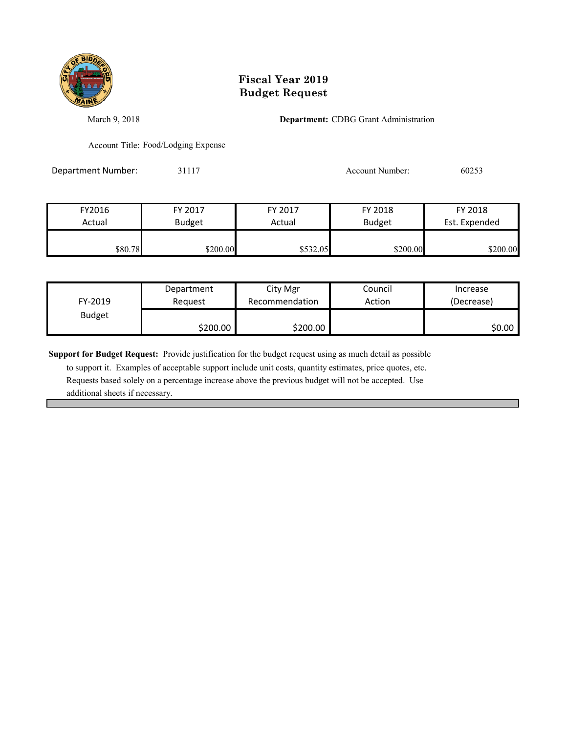# Fiscal Year 2019
# Budget Request

March 9, 2018

**Department:** CDBG Grant Administration

Account Title: Food/Lodging Expense

Department Number: 31117

Account Number: 60253

| FY2016 Actual | FY 2017 Budget | FY 2017 Actual | FY 2018 Budget | FY 2018 Est. Expended |
|---|---|---|---|---|
| $80.78 | $200.00 | $532.05 | $200.00 | $200.00 |

| FY-2019 Budget | Department Request | City Mgr Recommendation | Council Action | Increase (Decrease) |
|---|---|---|---|---|
| | $200.00 | $200.00 | | $0.00 |

**Support for Budget Request:** Provide justification for the budget request using as much detail as possible to support it. Examples of acceptable support include unit costs, quantity estimates, price quotes, etc. Requests based solely on a percentage increase above the previous budget will not be accepted. Use additional sheets if necessary.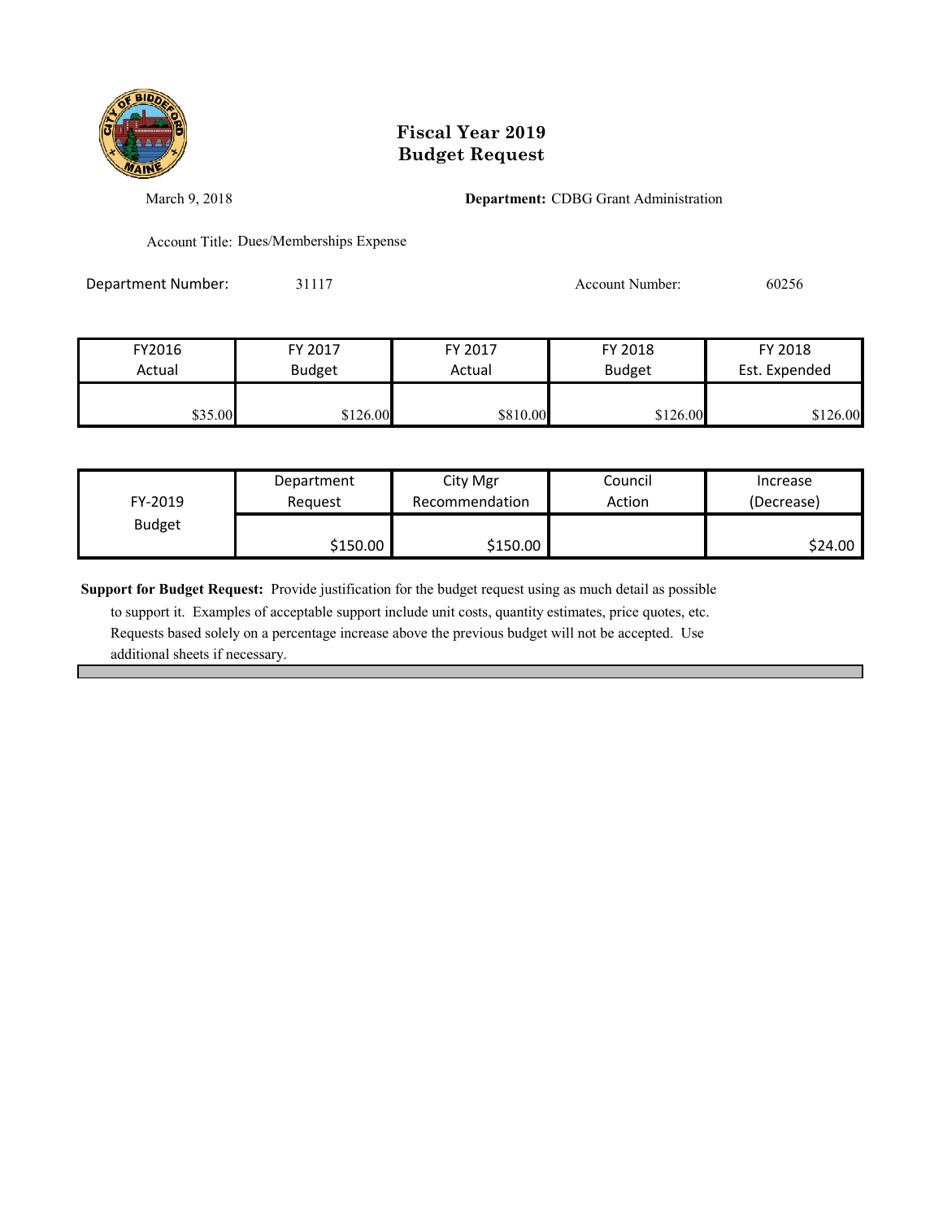# Fiscal Year 2019
# Budget Request

March 9, 2018

**Department:** CDBG Grant Administration

Account Title: Dues/Memberships Expense

Department Number: 31117

Account Number: 60256

| FY2016 Actual | FY 2017 Budget | FY 2017 Actual | FY 2018 Budget | FY 2018 Est. Expended |
|---|---|---|---|---|
| $35.00 | $126.00 | $810.00 | $126.00 | $126.00 |

| FY-2019 Budget | Department Request | City Mgr Recommendation | Council Action | Increase (Decrease) |
|---|---|---|---|---|
| | $150.00 | $150.00 | | $24.00 |

**Support for Budget Request:** Provide justification for the budget request using as much detail as possible to support it. Examples of acceptable support include unit costs, quantity estimates, price quotes, etc. Requests based solely on a percentage increase above the previous budget will not be accepted. Use additional sheets if necessary.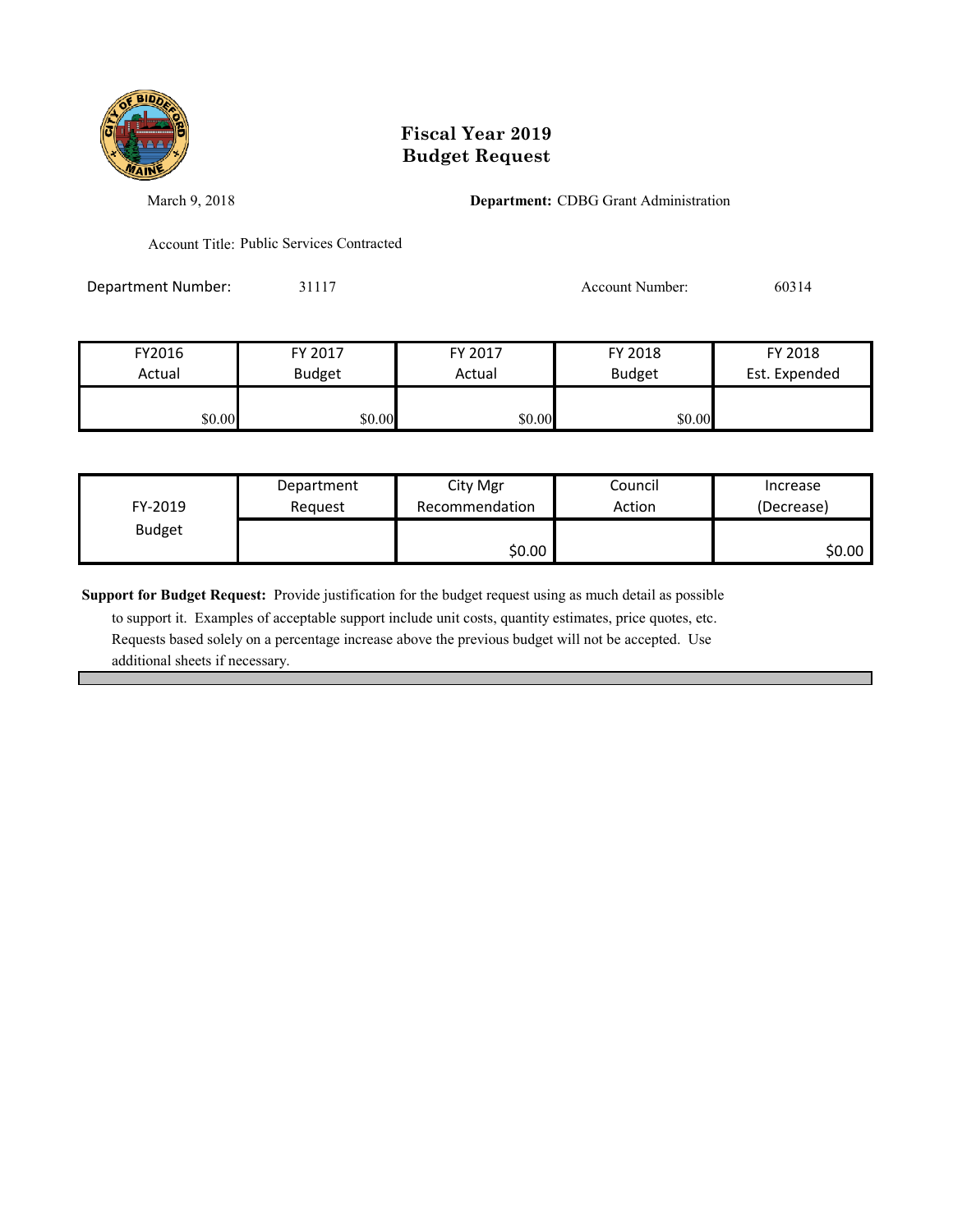# Fiscal Year 2019
# Budget Request

March 9, 2018

**Department:** CDBG Grant Administration

Account Title: Public Services Contracted

Department Number: 31117

Account Number: 60314

| FY2016 Actual | FY 2017 Budget | FY 2017 Actual | FY 2018 Budget | FY 2018 Est. Expended |
|---|---|---|---|---|
| $0.00 | $0.00 | $0.00 | $0.00 | |

| FY-2019 Budget | Department Request | City Mgr Recommendation | Council Action | Increase (Decrease) |
|---|---|---|---|---|
| | | $0.00 | | $0.00 |

**Support for Budget Request:** Provide justification for the budget request using as much detail as possible to support it. Examples of acceptable support include unit costs, quantity estimates, price quotes, etc. Requests based solely on a percentage increase above the previous budget will not be accepted. Use additional sheets if necessary.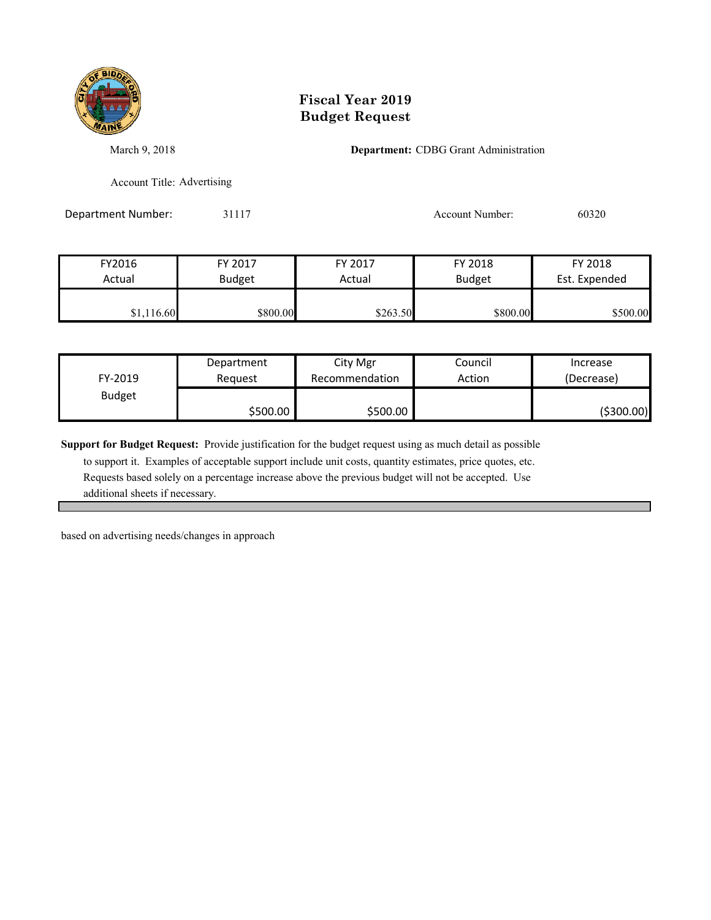# Fiscal Year 2019
# Budget Request

March 9, 2018

**Department:** CDBG Grant Administration

Account Title: Advertising

Department Number: 31117

Account Number: 60320

| FY2016 Actual | FY 2017 Budget | FY 2017 Actual | FY 2018 Budget | FY 2018 Est. Expended |
|---|---|---|---|---|
| $1,116.60 | $800.00 | $263.50 | $800.00 | $500.00 |

| FY-2019 Budget | Department Request | City Mgr Recommendation | Council Action | Increase (Decrease) |
|---|---|---|---|---|
| | $500.00 | $500.00 | | ($300.00) |

**Support for Budget Request:** Provide justification for the budget request using as much detail as possible to support it. Examples of acceptable support include unit costs, quantity estimates, price quotes, etc. Requests based solely on a percentage increase above the previous budget will not be accepted. Use additional sheets if necessary.

based on advertising needs/changes in approach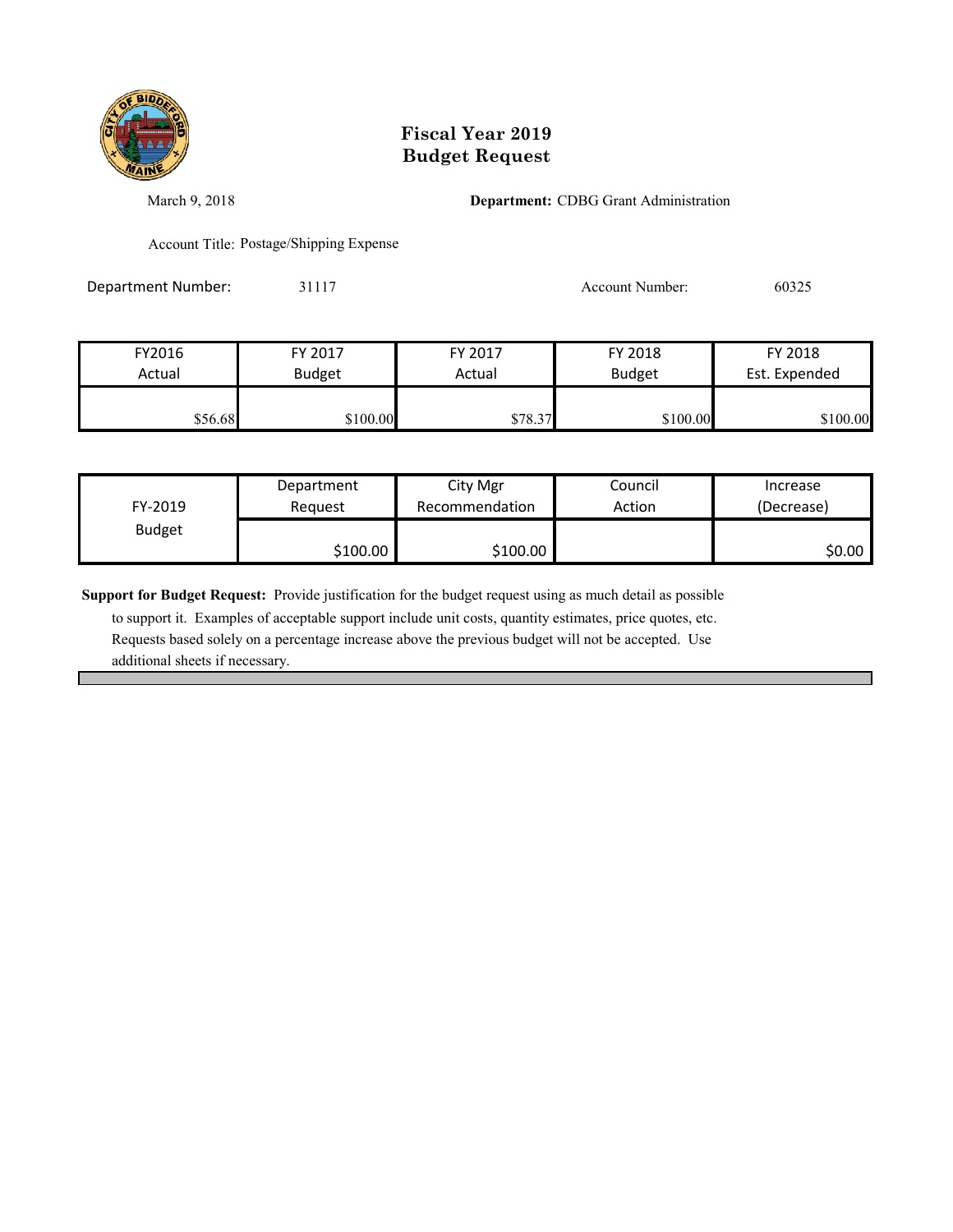# Fiscal Year 2019
# Budget Request

March 9, 2018

**Department:** CDBG Grant Administration

Account Title: Postage/Shipping Expense

Department Number: 31117

Account Number: 60325

| FY2016 Actual | FY 2017 Budget | FY 2017 Actual | FY 2018 Budget | FY 2018 Est. Expended |
|---|---|---|---|---|
| $56.68 | $100.00 | $78.37 | $100.00 | $100.00 |

| FY-2019 Budget | Department Request | City Mgr Recommendation | Council Action | Increase (Decrease) |
|---|---|---|---|---|
| | $100.00 | $100.00 | | $0.00 |

**Support for Budget Request:** Provide justification for the budget request using as much detail as possible to support it. Examples of acceptable support include unit costs, quantity estimates, price quotes, etc. Requests based solely on a percentage increase above the previous budget will not be accepted. Use additional sheets if necessary.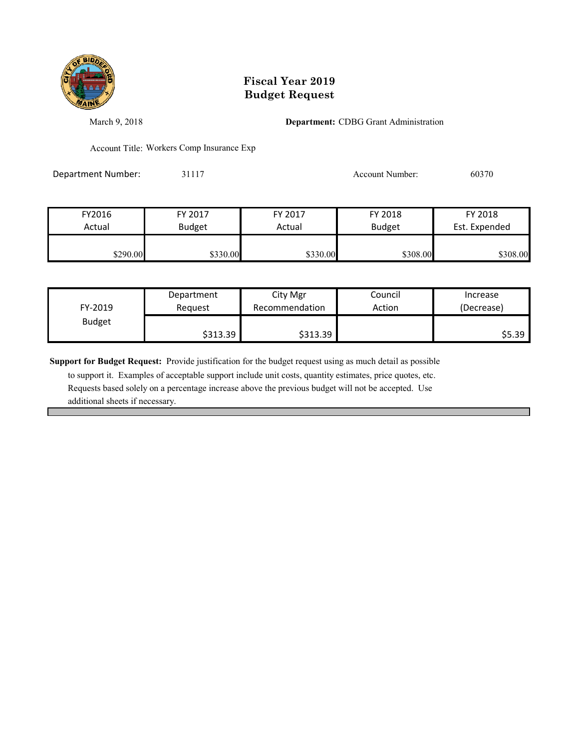# Fiscal Year 2019
# Budget Request

March 9, 2018

**Department:** CDBG Grant Administration

Account Title: Workers Comp Insurance Exp

Department Number: 31117

Account Number: 60370

| FY2016 Actual | FY 2017 Budget | FY 2017 Actual | FY 2018 Budget | FY 2018 Est. Expended |
|---|---|---|---|---|
| $290.00 | $330.00 | $330.00 | $308.00 | $308.00 |

| FY-2019 Budget | Department Request | City Mgr Recommendation | Council Action | Increase (Decrease) |
|---|---|---|---|---|
| | $313.39 | $313.39 | | $5.39 |

**Support for Budget Request:** Provide justification for the budget request using as much detail as possible to support it. Examples of acceptable support include unit costs, quantity estimates, price quotes, etc. Requests based solely on a percentage increase above the previous budget will not be accepted. Use additional sheets if necessary.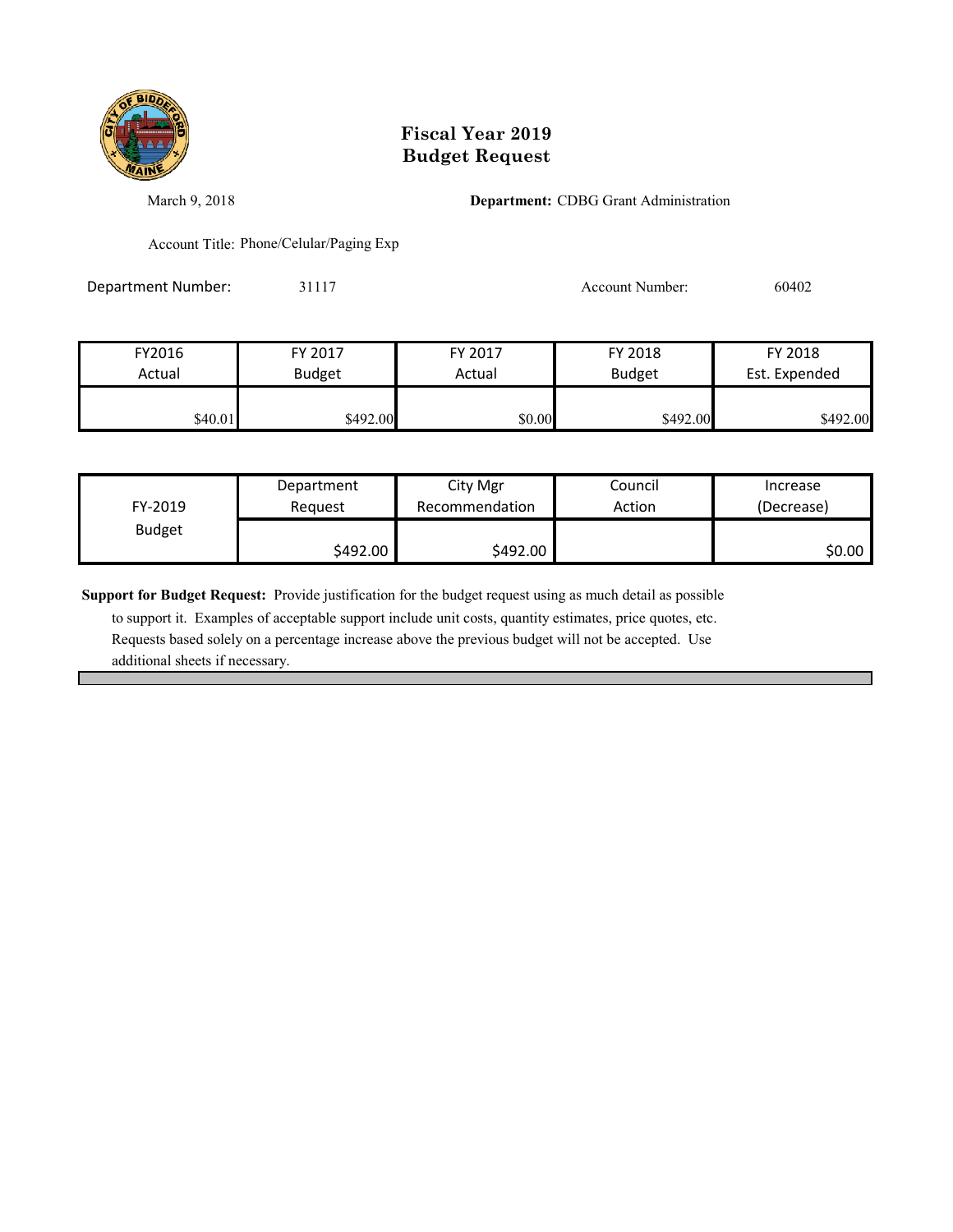# Fiscal Year 2019
# Budget Request

March 9, 2018

**Department:** CDBG Grant Administration

Account Title: Phone/Celular/Paging Exp

Department Number: 31117

Account Number: 60402

| FY2016 Actual | FY 2017 Budget | FY 2017 Actual | FY 2018 Budget | FY 2018 Est. Expended |
|---|---|---|---|---|
| $40.01 | $492.00 | $0.00 | $492.00 | $492.00 |

| FY-2019 Budget | Department Request | City Mgr Recommendation | Council Action | Increase (Decrease) |
|---|---|---|---|---|
| | $492.00 | $492.00 | | $0.00 |

**Support for Budget Request:** Provide justification for the budget request using as much detail as possible to support it. Examples of acceptable support include unit costs, quantity estimates, price quotes, etc. Requests based solely on a percentage increase above the previous budget will not be accepted. Use additional sheets if necessary.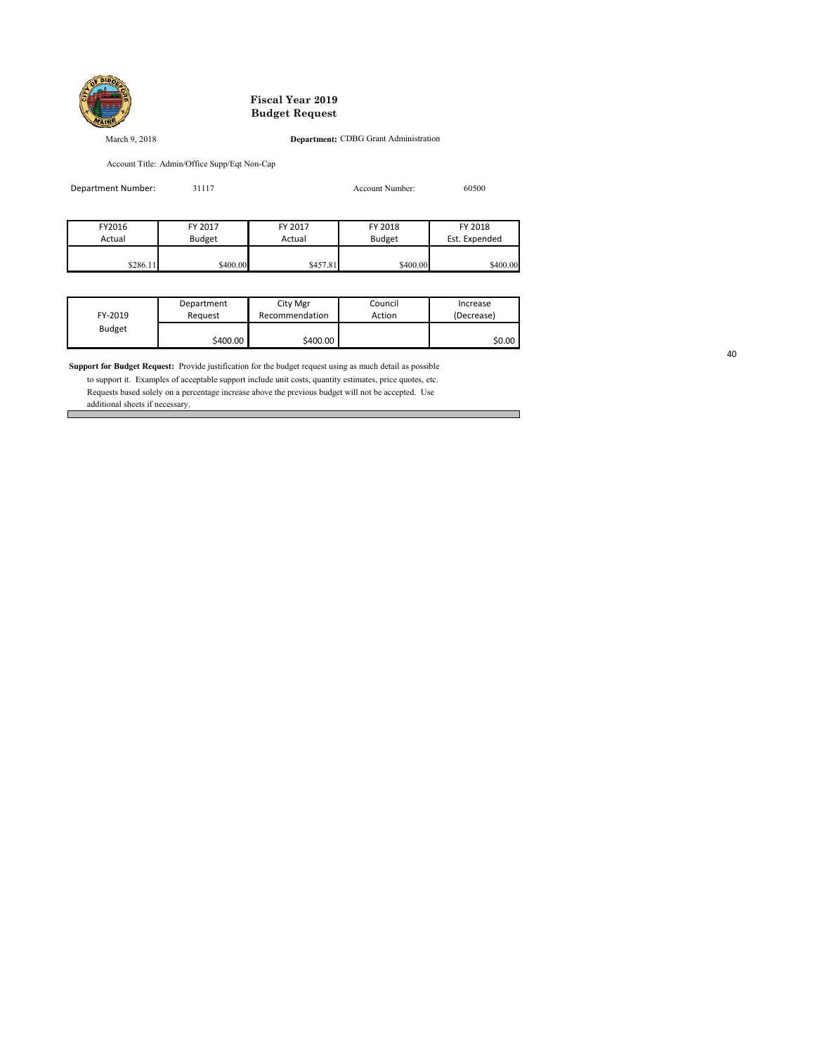# Fiscal Year 2019
# Budget Request

March 9, 2018

**Department:** CDBG Grant Administration

Account Title: Admin/Office Supp/Eqt Non-Cap

Department Number: 31117

Account Number: 60500

| FY2016 Actual | FY 2017 Budget | FY 2017 Actual | FY 2018 Budget | FY 2018 Est. Expended |
|---|---|---|---|---|
| $286.11 | $400.00 | $457.81 | $400.00 | $400.00 |

| FY-2019 Budget | Department Request | City Mgr Recommendation | Council Action | Increase (Decrease) |
|---|---|---|---|---|
| | $400.00 | $400.00 | | $0.00 |

**Support for Budget Request:** Provide justification for the budget request using as much detail as possible to support it. Examples of acceptable support include unit costs, quantity estimates, price quotes, etc. Requests based solely on a percentage increase above the previous budget will not be accepted. Use additional sheets if necessary.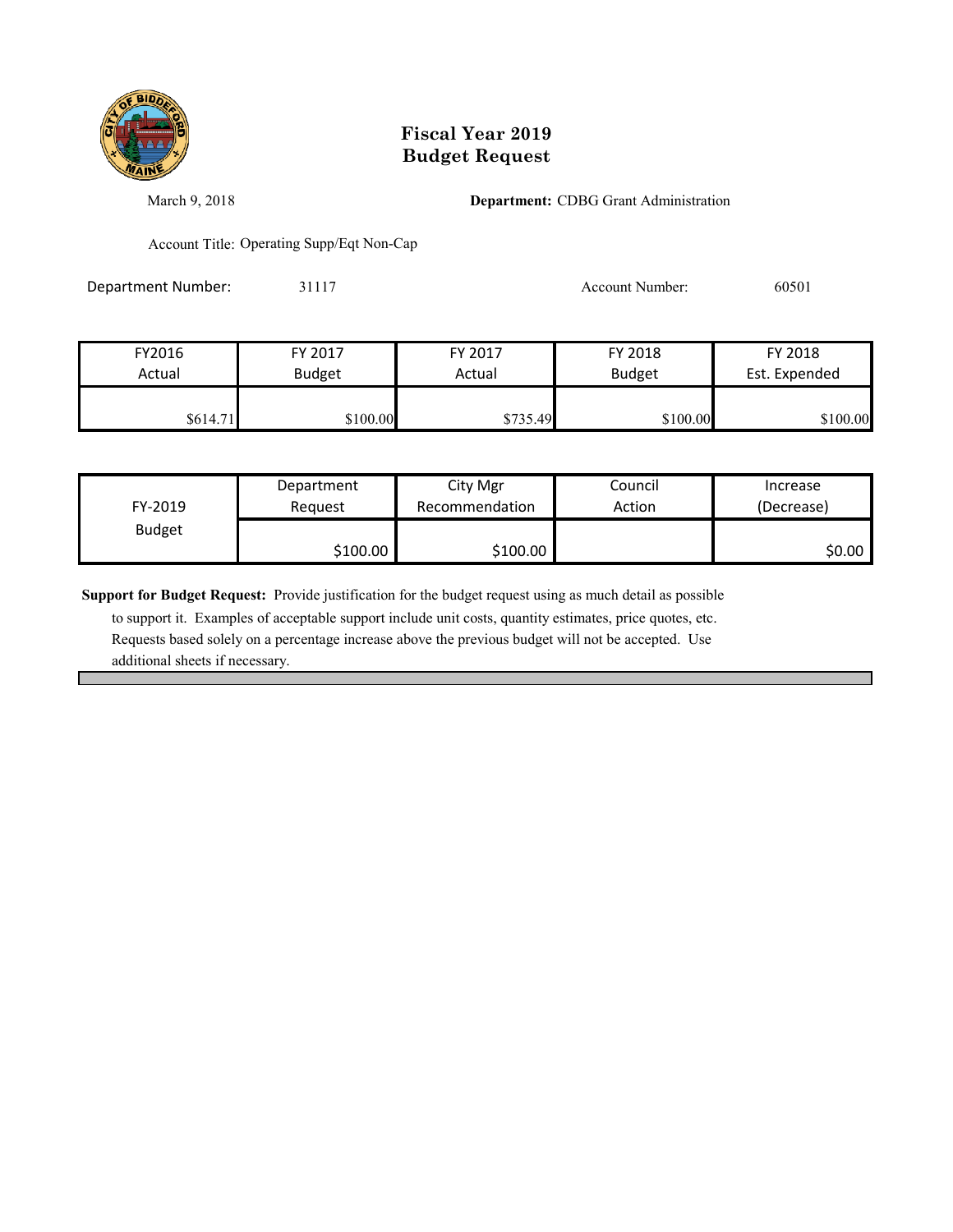# Fiscal Year 2019
# Budget Request

March 9, 2018

**Department:** CDBG Grant Administration

Account Title: Operating Supp/Eqt Non-Cap

Department Number: 31117

Account Number: 60501

| FY2016 Actual | FY 2017 Budget | FY 2017 Actual | FY 2018 Budget | FY 2018 Est. Expended |
|---|---|---|---|---|
| $614.71 | $100.00 | $735.49 | $100.00 | $100.00 |

| FY-2019 Budget | Department Request | City Mgr Recommendation | Council Action | Increase (Decrease) |
|---|---|---|---|---|
| | $100.00 | $100.00 | | $0.00 |

**Support for Budget Request:** Provide justification for the budget request using as much detail as possible to support it. Examples of acceptable support include unit costs, quantity estimates, price quotes, etc. Requests based solely on a percentage increase above the previous budget will not be accepted. Use additional sheets if necessary.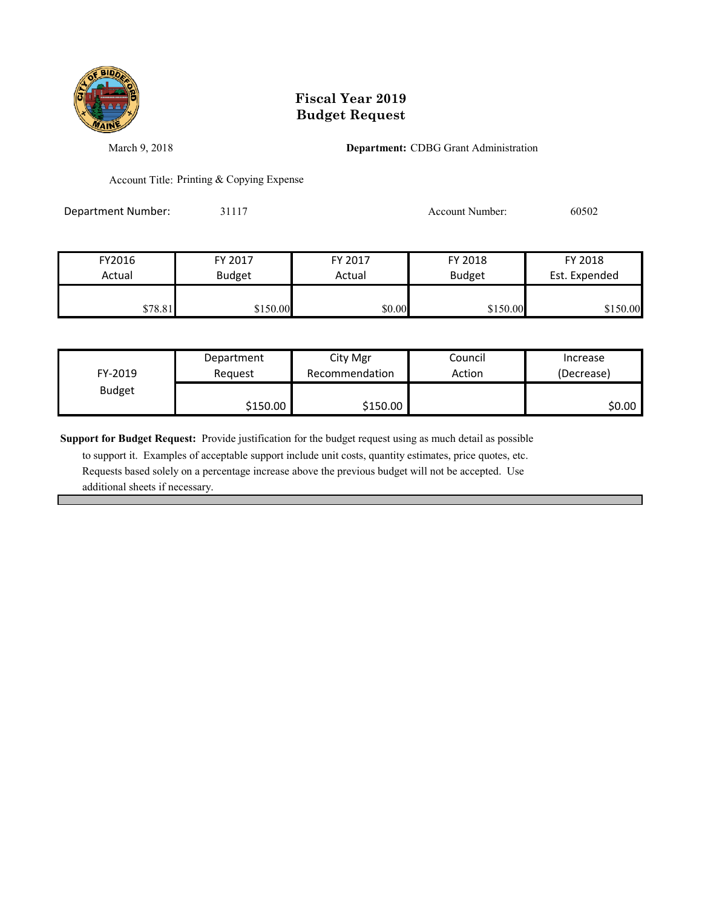# Fiscal Year 2019
# Budget Request

March 9, 2018

**Department:** CDBG Grant Administration

Account Title: Printing & Copying Expense

Department Number: 31117

Account Number: 60502

| FY2016 Actual | FY 2017 Budget | FY 2017 Actual | FY 2018 Budget | FY 2018 Est. Expended |
|---|---|---|---|---|
| $78.81 | $150.00 | $0.00 | $150.00 | $150.00 |

| FY-2019 Budget | Department Request | City Mgr Recommendation | Council Action | Increase (Decrease) |
|---|---|---|---|---|
| | $150.00 | $150.00 | | $0.00 |

**Support for Budget Request:** Provide justification for the budget request using as much detail as possible to support it. Examples of acceptable support include unit costs, quantity estimates, price quotes, etc. Requests based solely on a percentage increase above the previous budget will not be accepted. Use additional sheets if necessary.